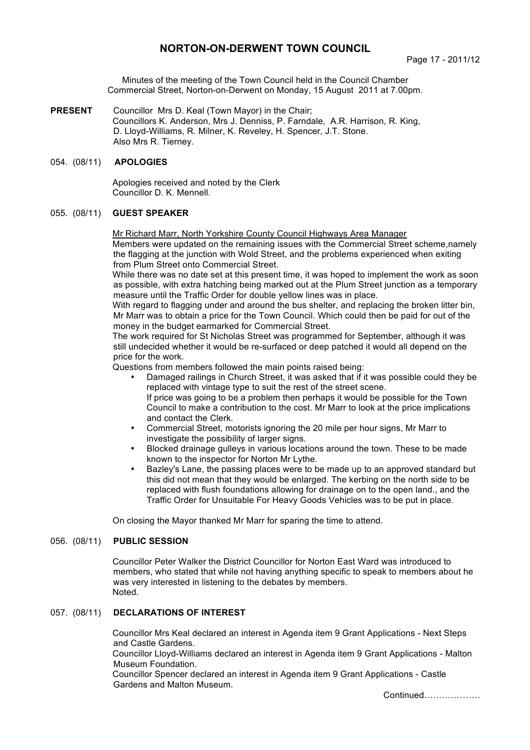# NORTON-ON-DERWENT TOWN COUNCIL

Minutes of the meeting of the Town Council held in the Council Chamber Commercial Street, Norton-on-Derwent on Monday, 15 August 2011 at 7.00pm.

**PRESENT** Councillor Mrs D. Keal (Town Mayor) in the Chair; Councillors K. Anderson, Mrs J. Denniss, P. Farndale, A.R. Harrison, R. King, D. Lloyd-Williams, R. Milner, K. Reveley, H. Spencer, J.T. Stone. Also Mrs R. Tierney.

## 054. (08/11) APOLOGIES

Apologies received and noted by the Clerk Councillor D. K. Mennell.

## 055. (08/11) GUEST SPEAKER

Mr Richard Marr, North Yorkshire County Council Highways Area Manager

Members were updated on the remaining issues with the Commercial Street scheme,namely the flagging at the junction with Wold Street, and the problems experienced when exiting from Plum Street onto Commercial Street.

While there was no date set at this present time, it was hoped to implement the work as soon as possible, with extra hatching being marked out at the Plum Street junction as a temporary measure until the Traffic Order for double yellow lines was in place.

With regard to flagging under and around the bus shelter, and replacing the broken litter bin, Mr Marr was to obtain a price for the Town Council. Which could then be paid for out of the money in the budget earmarked for Commercial Street.

The work required for St Nicholas Street was programmed for September, although it was still undecided whether it would be re-surfaced or deep patched it would all depend on the price for the work.

Questions from members followed the main points raised being:

- Damaged railings in Church Street, it was asked that if it was possible could they be replaced with vintage type to suit the rest of the street scene. If price was going to be a problem then perhaps it would be possible for the Town Council to make a contribution to the cost. Mr Marr to look at the price implications and contact the Clerk.
- Commercial Street, motorists ignoring the 20 mile per hour signs, Mr Marr to investigate the possibility of larger signs.
- Blocked drainage gulleys in various locations around the town. These to be made known to the inspector for Norton Mr Lythe.
- Bazley's Lane, the passing places were to be made up to an approved standard but this did not mean that they would be enlarged. The kerbing on the north side to be replaced with flush foundations allowing for drainage on to the open land., and the Traffic Order for Unsuitable For Heavy Goods Vehicles was to be put in place.

On closing the Mayor thanked Mr Marr for sparing the time to attend.

## 056. (08/11) PUBLIC SESSION

Councillor Peter Walker the District Councillor for Norton East Ward was introduced to members, who stated that while not having anything specific to speak to members about he was very interested in listening to the debates by members.
Noted.

## 057. (08/11) DECLARATIONS OF INTEREST

Councillor Mrs Keal declared an interest in Agenda item 9 Grant Applications - Next Steps and Castle Gardens.

Councillor Lloyd-Williams declared an interest in Agenda item 9 Grant Applications - Malton Museum Foundation.

Councillor Spencer declared an interest in Agenda item 9 Grant Applications - Castle Gardens and Malton Museum.

Continued……………….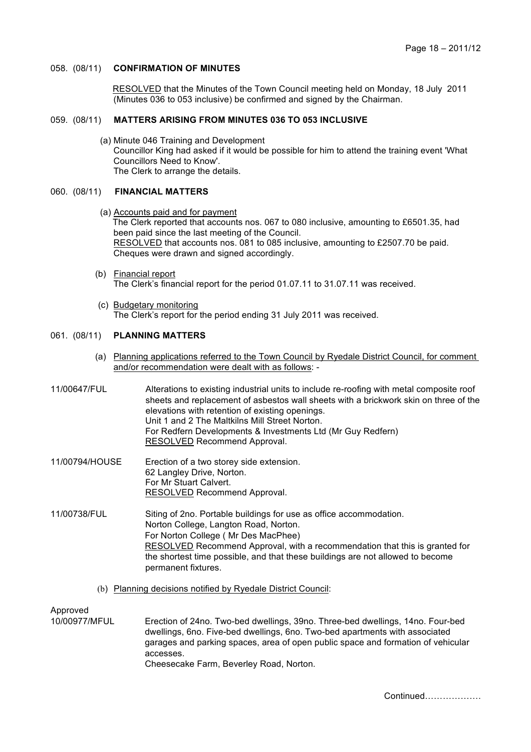### 058. (08/11) **CONFIRMATION OF MINUTES**

RESOLVED that the Minutes of the Town Council meeting held on Monday, 18 July 2011 (Minutes 036 to 053 inclusive) be confirmed and signed by the Chairman.

### 059. (08/11) **MATTERS ARISING FROM MINUTES 036 TO 053 INCLUSIVE**

(a) Minute 046 Training and Development
Councillor King had asked if it would be possible for him to attend the training event 'What Councillors Need to Know'.
The Clerk to arrange the details.

### 060. (08/11) **FINANCIAL MATTERS**

(a) Accounts paid and for payment
The Clerk reported that accounts nos. 067 to 080 inclusive, amounting to £6501.35, had been paid since the last meeting of the Council.
RESOLVED that accounts nos. 081 to 085 inclusive, amounting to £2507.70 be paid. Cheques were drawn and signed accordingly.

(b) Financial report
The Clerk's financial report for the period 01.07.11 to 31.07.11 was received.

(c) Budgetary monitoring
The Clerk's report for the period ending 31 July 2011 was received.

### 061. (08/11) **PLANNING MATTERS**

(a) Planning applications referred to the Town Council by Ryedale District Council, for comment and/or recommendation were dealt with as follows: -

11/00647/FUL
Alterations to existing industrial units to include re-roofing with metal composite roof sheets and replacement of asbestos wall sheets with a brickwork skin on three of the elevations with retention of existing openings.
Unit 1 and 2 The Maltkilns Mill Street Norton.
For Redfern Developments & Investments Ltd (Mr Guy Redfern)
RESOLVED Recommend Approval.

11/00794/HOUSE
Erection of a two storey side extension.
62 Langley Drive, Norton.
For Mr Stuart Calvert.
RESOLVED Recommend Approval.

11/00738/FUL
Siting of 2no. Portable buildings for use as office accommodation.
Norton College, Langton Road, Norton.
For Norton College ( Mr Des MacPhee)
RESOLVED Recommend Approval, with a recommendation that this is granted for the shortest time possible, and that these buildings are not allowed to become permanent fixtures.

(b) Planning decisions notified by Ryedale District Council:

Approved

10/00977/MFUL
Erection of 24no. Two-bed dwellings, 39no. Three-bed dwellings, 14no. Four-bed dwellings, 6no. Five-bed dwellings, 6no. Two-bed apartments with associated garages and parking spaces, area of open public space and formation of vehicular accesses.
Cheesecake Farm, Beverley Road, Norton.

Continued………………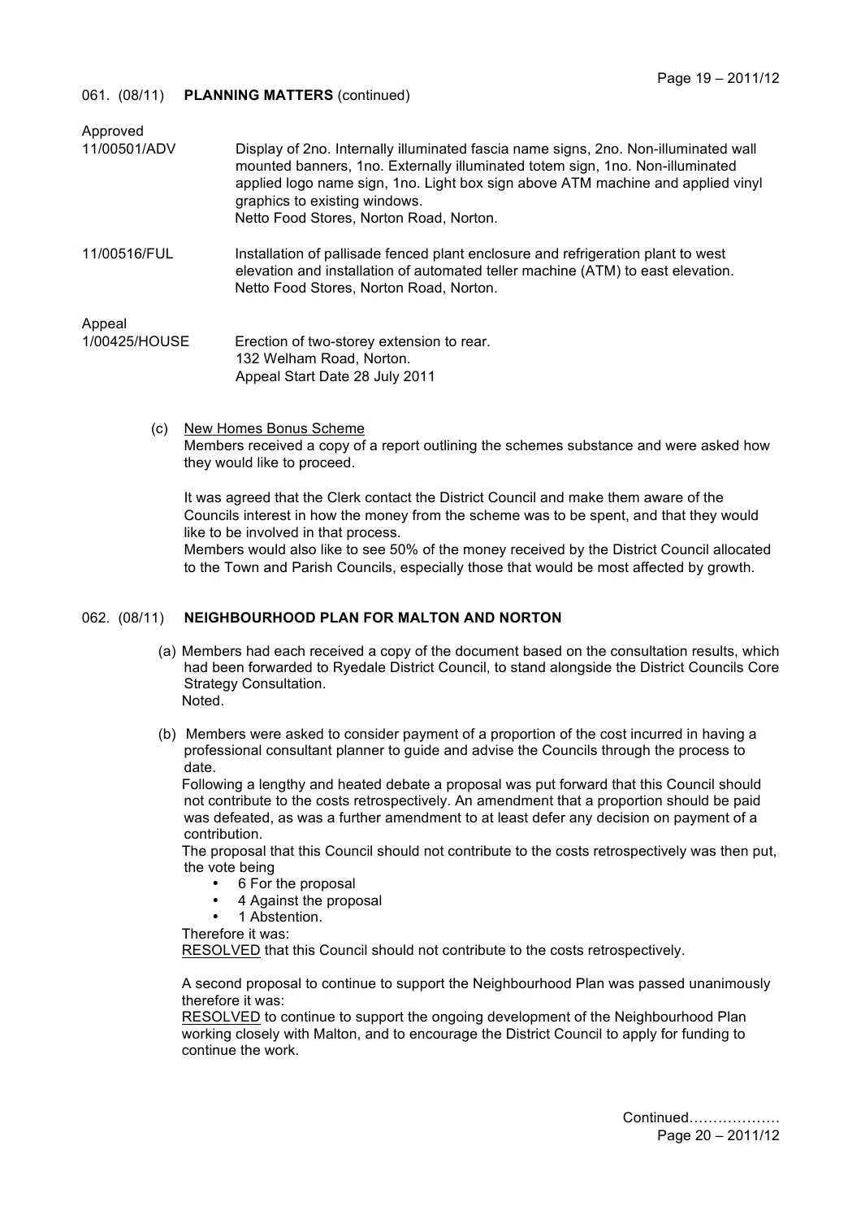061. (08/11) **PLANNING MATTERS** (continued)

Approved

| | |
|---|---|
| 11/00501/ADV | Display of 2no. Internally illuminated fascia name signs, 2no. Non-illuminated wall mounted banners, 1no. Externally illuminated totem sign, 1no. Non-illuminated applied logo name sign, 1no. Light box sign above ATM machine and applied vinyl graphics to existing windows. Netto Food Stores, Norton Road, Norton. |
| 11/00516/FUL | Installation of pallisade fenced plant enclosure and refrigeration plant to west elevation and installation of automated teller machine (ATM) to east elevation. Netto Food Stores, Norton Road, Norton. |

Appeal

| | |
|---|---|
| 1/00425/HOUSE | Erection of two-storey extension to rear. 132 Welham Road, Norton. Appeal Start Date 28 July 2011 |

(c) New Homes Bonus Scheme

Members received a copy of a report outlining the schemes substance and were asked how they would like to proceed.

It was agreed that the Clerk contact the District Council and make them aware of the Councils interest in how the money from the scheme was to be spent, and that they would like to be involved in that process.

Members would also like to see 50% of the money received by the District Council allocated to the Town and Parish Councils, especially those that would be most affected by growth.

062. (08/11) **NEIGHBOURHOOD PLAN FOR MALTON AND NORTON**

(a) Members had each received a copy of the document based on the consultation results, which had been forwarded to Ryedale District Council, to stand alongside the District Councils Core Strategy Consultation.
Noted.

(b) Members were asked to consider payment of a proportion of the cost incurred in having a professional consultant planner to guide and advise the Councils through the process to date.

Following a lengthy and heated debate a proposal was put forward that this Council should not contribute to the costs retrospectively. An amendment that a proportion should be paid was defeated, as was a further amendment to at least defer any decision on payment of a contribution.

The proposal that this Council should not contribute to the costs retrospectively was then put, the vote being

- 6 For the proposal
- 4 Against the proposal
- 1 Abstention.

Therefore it was:

RESOLVED that this Council should not contribute to the costs retrospectively.

A second proposal to continue to support the Neighbourhood Plan was passed unanimously therefore it was:

RESOLVED to continue to support the ongoing development of the Neighbourhood Plan working closely with Malton, and to encourage the District Council to apply for funding to continue the work.

Continued………………
Page 20 – 2011/12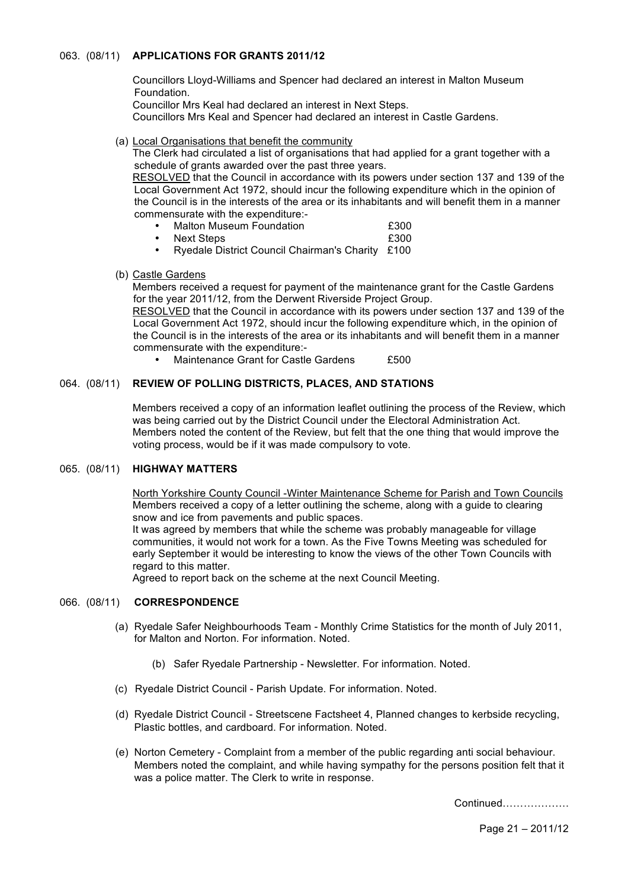## 063. (08/11) **APPLICATIONS FOR GRANTS 2011/12**

Councillors Lloyd-Williams and Spencer had declared an interest in Malton Museum Foundation.
Councillor Mrs Keal had declared an interest in Next Steps.
Councillors Mrs Keal and Spencer had declared an interest in Castle Gardens.

(a) Local Organisations that benefit the community

The Clerk had circulated a list of organisations that had applied for a grant together with a schedule of grants awarded over the past three years.

RESOLVED that the Council in accordance with its powers under section 137 and 139 of the Local Government Act 1972, should incur the following expenditure which in the opinion of the Council is in the interests of the area or its inhabitants and will benefit them in a manner commensurate with the expenditure:-

- Malton Museum Foundation £300
- Next Steps £300
- Ryedale District Council Chairman's Charity £100

(b) Castle Gardens

Members received a request for payment of the maintenance grant for the Castle Gardens for the year 2011/12, from the Derwent Riverside Project Group.

RESOLVED that the Council in accordance with its powers under section 137 and 139 of the Local Government Act 1972, should incur the following expenditure which, in the opinion of the Council is in the interests of the area or its inhabitants and will benefit them in a manner commensurate with the expenditure:-

- Maintenance Grant for Castle Gardens £500

## 064. (08/11) **REVIEW OF POLLING DISTRICTS, PLACES, AND STATIONS**

Members received a copy of an information leaflet outlining the process of the Review, which was being carried out by the District Council under the Electoral Administration Act. Members noted the content of the Review, but felt that the one thing that would improve the voting process, would be if it was made compulsory to vote.

## 065. (08/11) **HIGHWAY MATTERS**

North Yorkshire County Council -Winter Maintenance Scheme for Parish and Town Councils

Members received a copy of a letter outlining the scheme, along with a guide to clearing snow and ice from pavements and public spaces.

It was agreed by members that while the scheme was probably manageable for village communities, it would not work for a town. As the Five Towns Meeting was scheduled for early September it would be interesting to know the views of the other Town Councils with regard to this matter.

Agreed to report back on the scheme at the next Council Meeting.

## 066. (08/11) **CORRESPONDENCE**

(a) Ryedale Safer Neighbourhoods Team - Monthly Crime Statistics for the month of July 2011, for Malton and Norton. For information. Noted.

(b) Safer Ryedale Partnership - Newsletter. For information. Noted.

(c) Ryedale District Council - Parish Update. For information. Noted.

(d) Ryedale District Council - Streetscene Factsheet 4, Planned changes to kerbside recycling, Plastic bottles, and cardboard. For information. Noted.

(e) Norton Cemetery - Complaint from a member of the public regarding anti social behaviour. Members noted the complaint, and while having sympathy for the persons position felt that it was a police matter. The Clerk to write in response.

Continued……………….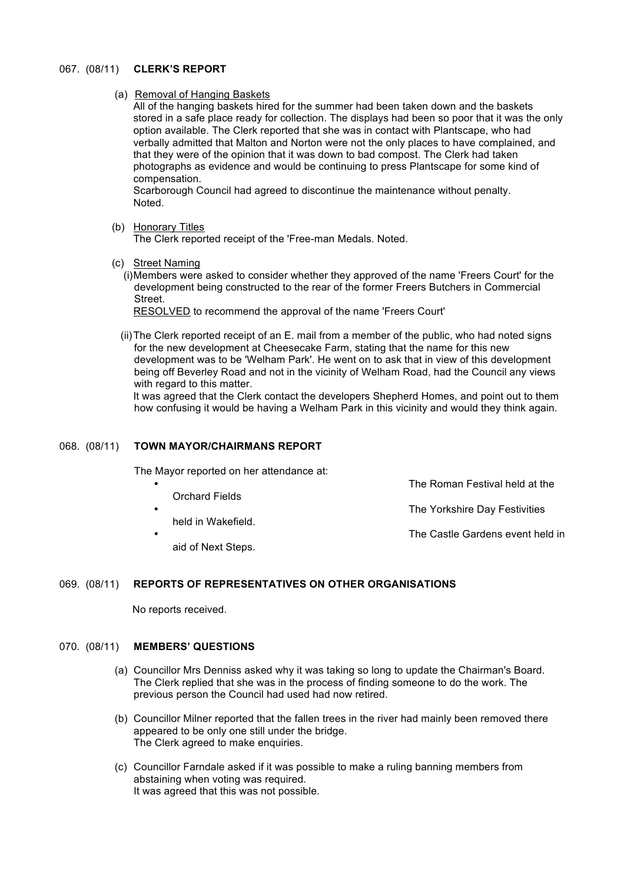067. (08/11) **CLERK'S REPORT**

(a) Removal of Hanging Baskets

All of the hanging baskets hired for the summer had been taken down and the baskets stored in a safe place ready for collection. The displays had been so poor that it was the only option available. The Clerk reported that she was in contact with Plantscape, who had verbally admitted that Malton and Norton were not the only places to have complained, and that they were of the opinion that it was down to bad compost. The Clerk had taken photographs as evidence and would be continuing to press Plantscape for some kind of compensation.

Scarborough Council had agreed to discontinue the maintenance without penalty.

Noted.

(b) Honorary Titles

The Clerk reported receipt of the 'Free-man Medals. Noted.

(c) Street Naming

(i) Members were asked to consider whether they approved of the name 'Freers Court' for the development being constructed to the rear of the former Freers Butchers in Commercial Street.

RESOLVED to recommend the approval of the name 'Freers Court'

(ii) The Clerk reported receipt of an E. mail from a member of the public, who had noted signs for the new development at Cheesecake Farm, stating that the name for this new development was to be 'Welham Park'. He went on to ask that in view of this development being off Beverley Road and not in the vicinity of Welham Road, had the Council any views with regard to this matter.

It was agreed that the Clerk contact the developers Shepherd Homes, and point out to them how confusing it would be having a Welham Park in this vicinity and would they think again.

068. (08/11) **TOWN MAYOR/CHAIRMANS REPORT**

The Mayor reported on her attendance at:

- The Roman Festival held at the Orchard Fields
- The Yorkshire Day Festivities held in Wakefield.
- The Castle Gardens event held in aid of Next Steps.

069. (08/11) **REPORTS OF REPRESENTATIVES ON OTHER ORGANISATIONS**

No reports received.

070. (08/11) **MEMBERS' QUESTIONS**

(a) Councillor Mrs Denniss asked why it was taking so long to update the Chairman's Board. The Clerk replied that she was in the process of finding someone to do the work. The previous person the Council had used had now retired.

(b) Councillor Milner reported that the fallen trees in the river had mainly been removed there appeared to be only one still under the bridge.
The Clerk agreed to make enquiries.

(c) Councillor Farndale asked if it was possible to make a ruling banning members from abstaining when voting was required.
It was agreed that this was not possible.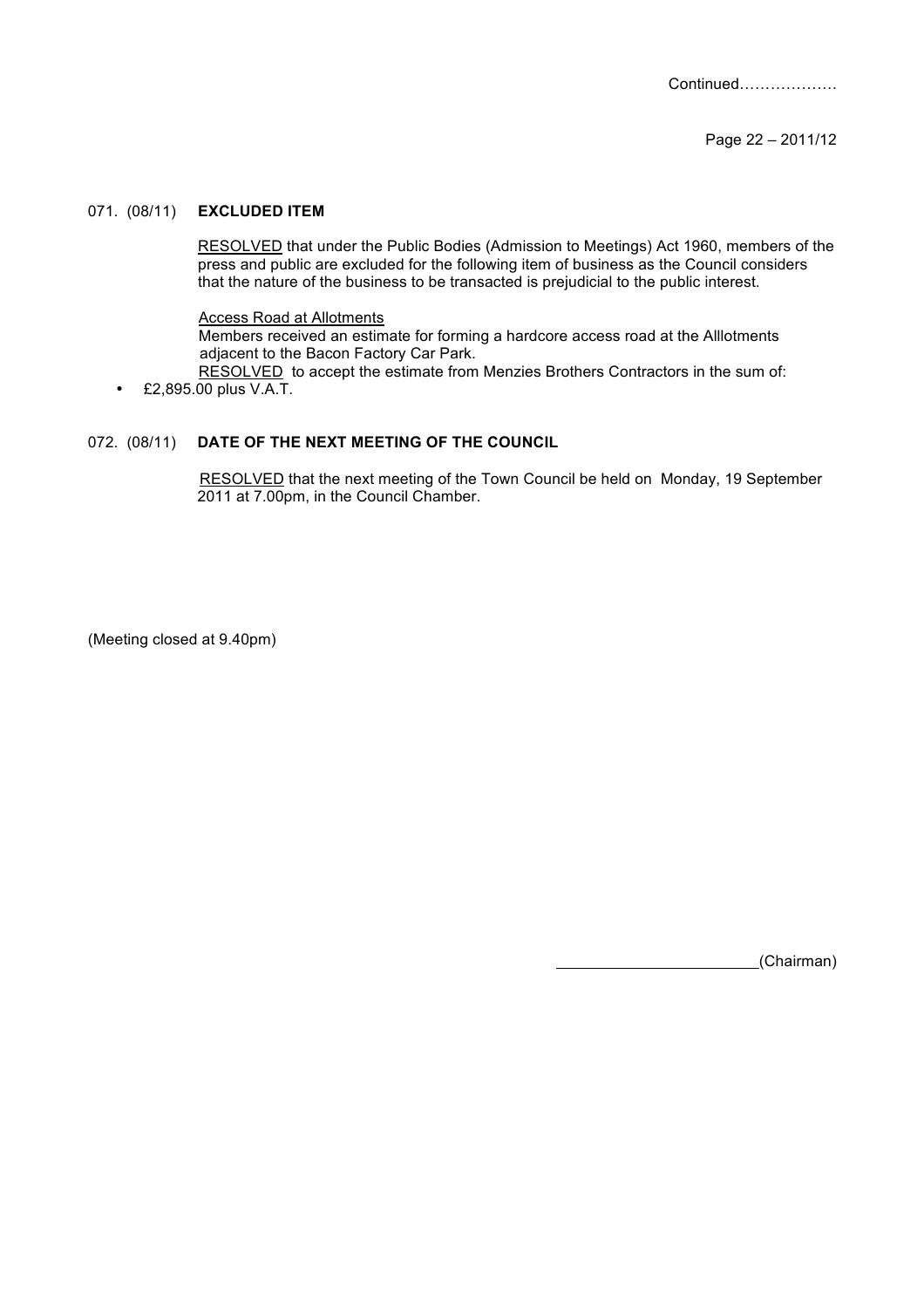Continued……………….

071. (08/11) **EXCLUDED ITEM**

RESOLVED that under the Public Bodies (Admission to Meetings) Act 1960, members of the press and public are excluded for the following item of business as the Council considers that the nature of the business to be transacted is prejudicial to the public interest.

Access Road at Allotments

Members received an estimate for forming a hardcore access road at the Alllotments adjacent to the Bacon Factory Car Park.

RESOLVED to accept the estimate from Menzies Brothers Contractors in the sum of:

- £2,895.00 plus V.A.T.

072. (08/11) **DATE OF THE NEXT MEETING OF THE COUNCIL**

RESOLVED that the next meeting of the Town Council be held on Monday, 19 September 2011 at 7.00pm, in the Council Chamber.

(Meeting closed at 9.40pm)

\_\_\_\_\_\_\_\_\_\_\_\_\_\_\_\_\_\_\_\_\_\_\_\_(Chairman)